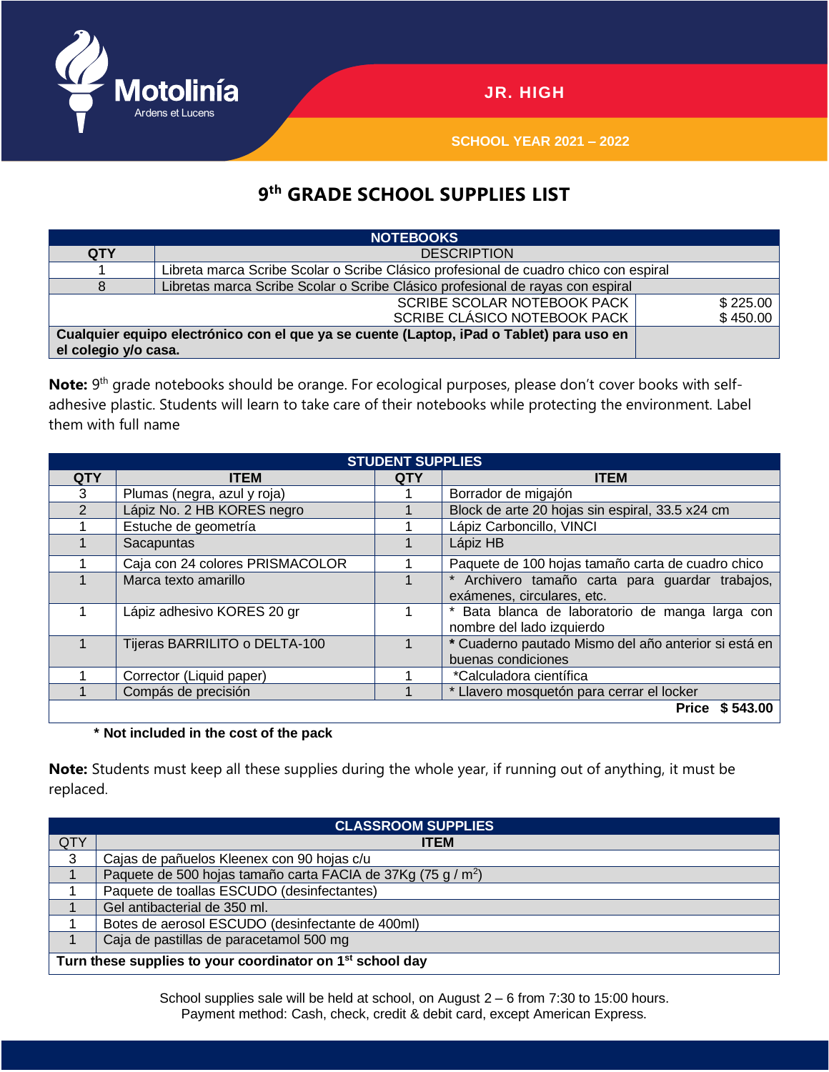Motolinía
Ardens et Lucens

JR. HIGH

SCHOOL YEAR 2021 – 2022

# 9th GRADE SCHOOL SUPPLIES LIST

| NOTEBOOKS | | |
|---|---|---|
| QTY | DESCRIPTION | |
| 1 | Libreta marca Scribe Scolar o Scribe Clásico profesional de cuadro chico con espiral | |
| 8 | Libretas marca Scribe Scolar o Scribe Clásico profesional de rayas con espiral | |
| | SCRIBE SCOLAR NOTEBOOK PACK<br>SCRIBE CLÁSICO NOTEBOOK PACK | $ 225.00<br>$ 450.00 |
| **Cualquier equipo electrónico con el que ya se cuente (Laptop, iPad o Tablet) para uso en el colegio y/o casa.** | | |

**Note:** 9th grade notebooks should be orange. For ecological purposes, please don't cover books with self-adhesive plastic. Students will learn to take care of their notebooks while protecting the environment. Label them with full name

| STUDENT SUPPLIES | | | |
|---|---|---|---|
| QTY | ITEM | QTY | ITEM |
| 3 | Plumas (negra, azul y roja) | 1 | Borrador de migajón |
| 2 | Lápiz No. 2 HB KORES negro | 1 | Block de arte 20 hojas sin espiral, 33.5 x24 cm |
| 1 | Estuche de geometría | 1 | Lápiz Carboncillo, VINCI |
| 1 | Sacapuntas | 1 | Lápiz HB |
| 1 | Caja con 24 colores PRISMACOLOR | 1 | Paquete de 100 hojas tamaño carta de cuadro chico |
| 1 | Marca texto amarillo | 1 | * Archivero tamaño carta para guardar trabajos, exámenes, circulares, etc. |
| 1 | Lápiz adhesivo KORES 20 gr | 1 | * Bata blanca de laboratorio de manga larga con nombre del lado izquierdo |
| 1 | Tijeras BARRILITO o DELTA-100 | 1 | * Cuaderno pautado Mismo del año anterior si está en buenas condiciones |
| 1 | Corrector (Liquid paper) | 1 | *Calculadora científica |
| 1 | Compás de precisión | 1 | * Llavero mosquetón para cerrar el locker |
| | | | **Price $ 543.00** |

**\* Not included in the cost of the pack**

**Note:** Students must keep all these supplies during the whole year, if running out of anything, it must be replaced.

| CLASSROOM SUPPLIES | |
|---|---|
| QTY | ITEM |
| 3 | Cajas de pañuelos Kleenex con 90 hojas c/u |
| 1 | Paquete de 500 hojas tamaño carta FACIA de 37Kg (75 g / $m^2$) |
| 1 | Paquete de toallas ESCUDO (desinfectantes) |
| 1 | Gel antibacterial de 350 ml. |
| 1 | Botes de aerosol ESCUDO (desinfectante de 400ml) |
| 1 | Caja de pastillas de paracetamol 500 mg |
| **Turn these supplies to your coordinator on 1st school day** | |

School supplies sale will be held at school, on August 2 – 6 from 7:30 to 15:00 hours.
Payment method: Cash, check, credit & debit card, except American Express.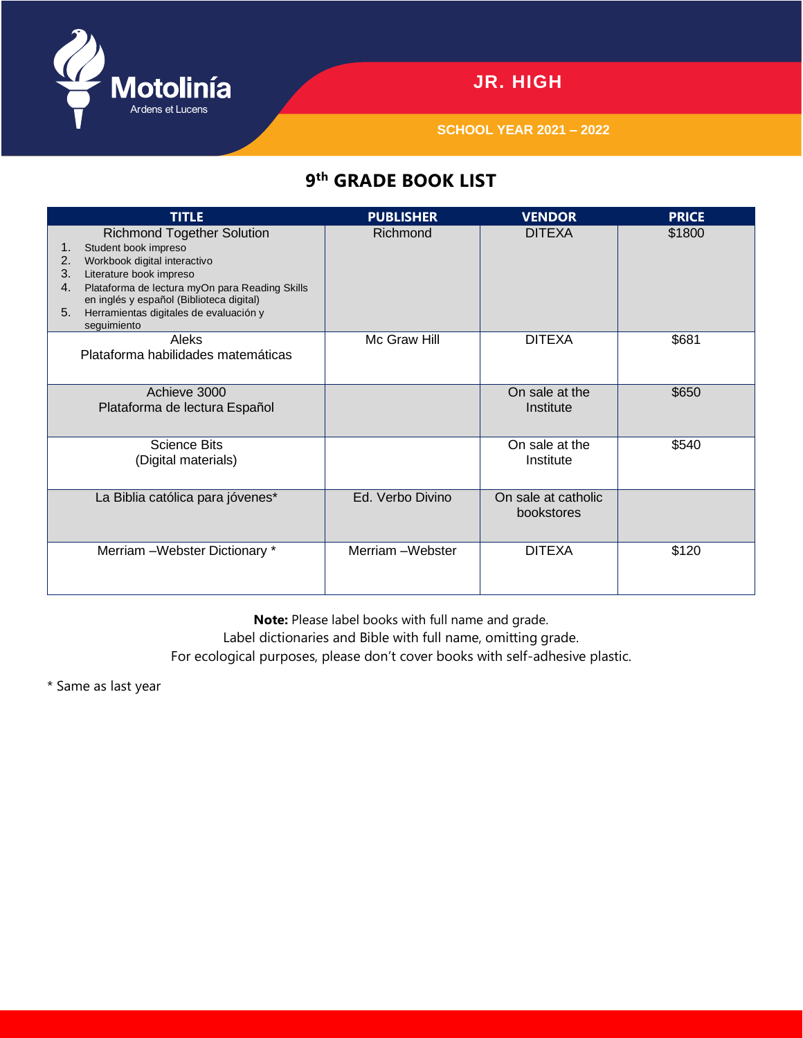Motolinía
Ardens et Lucens

JR. HIGH

SCHOOL YEAR 2021 – 2022

## 9th GRADE BOOK LIST

| TITLE | PUBLISHER | VENDOR | PRICE |
| --- | --- | --- | --- |
| Richmond Together Solution<br>1. Student book impreso<br>2. Workbook digital interactivo<br>3. Literature book impreso<br>4. Plataforma de lectura myOn para Reading Skills en inglés y español (Biblioteca digital)<br>5. Herramientas digitales de evaluación y seguimiento | Richmond | DITEXA | $1800 |
| Aleks<br>Plataforma habilidades matemáticas | Mc Graw Hill | DITEXA | $681 |
| Achieve 3000<br>Plataforma de lectura Español | | On sale at the Institute | $650 |
| Science Bits<br>(Digital materials) | | On sale at the Institute | $540 |
| La Biblia católica para jóvenes* | Ed. Verbo Divino | On sale at catholic bookstores | |
| Merriam –Webster Dictionary * | Merriam –Webster | DITEXA | $120 |

**Note:** Please label books with full name and grade.
Label dictionaries and Bible with full name, omitting grade.
For ecological purposes, please don't cover books with self-adhesive plastic.

* Same as last year